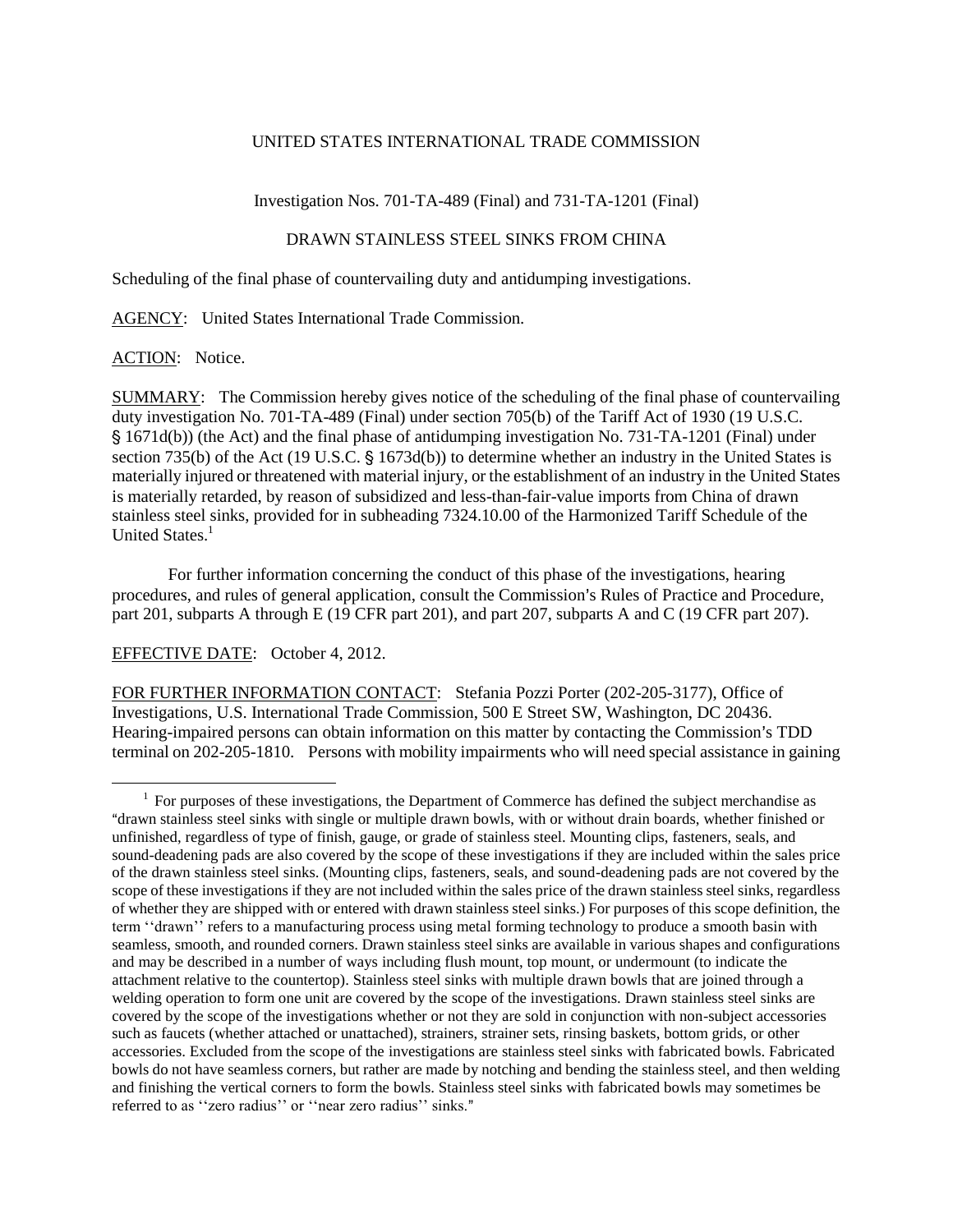UNITED STATES INTERNATIONAL TRADE COMMISSION

Investigation Nos. 701-TA-489 (Final) and 731-TA-1201 (Final)

DRAWN STAINLESS STEEL SINKS FROM CHINA

Scheduling of the final phase of countervailing duty and antidumping investigations.

AGENCY: United States International Trade Commission.

ACTION: Notice.

SUMMARY: The Commission hereby gives notice of the scheduling of the final phase of countervailing duty investigation No. 701-TA-489 (Final) under section 705(b) of the Tariff Act of 1930 (19 U.S.C. § 1671d(b)) (the Act) and the final phase of antidumping investigation No. 731-TA-1201 (Final) under section 735(b) of the Act (19 U.S.C. § 1673d(b)) to determine whether an industry in the United States is materially injured or threatened with material injury, or the establishment of an industry in the United States is materially retarded, by reason of subsidized and less-than-fair-value imports from China of drawn stainless steel sinks, provided for in subheading 7324.10.00 of the Harmonized Tariff Schedule of the United States.[1]

For further information concerning the conduct of this phase of the investigations, hearing procedures, and rules of general application, consult the Commission's Rules of Practice and Procedure, part 201, subparts A through E (19 CFR part 201), and part 207, subparts A and C (19 CFR part 207).

EFFECTIVE DATE: October 4, 2012.

FOR FURTHER INFORMATION CONTACT: Stefania Pozzi Porter (202-205-3177), Office of Investigations, U.S. International Trade Commission, 500 E Street SW, Washington, DC 20436. Hearing-impaired persons can obtain information on this matter by contacting the Commission's TDD terminal on 202-205-1810. Persons with mobility impairments who will need special assistance in gaining

[1] For purposes of these investigations, the Department of Commerce has defined the subject merchandise as "drawn stainless steel sinks with single or multiple drawn bowls, with or without drain boards, whether finished or unfinished, regardless of type of finish, gauge, or grade of stainless steel. Mounting clips, fasteners, seals, and sound-deadening pads are also covered by the scope of these investigations if they are included within the sales price of the drawn stainless steel sinks. (Mounting clips, fasteners, seals, and sound-deadening pads are not covered by the scope of these investigations if they are not included within the sales price of the drawn stainless steel sinks, regardless of whether they are shipped with or entered with drawn stainless steel sinks.) For purposes of this scope definition, the term ''drawn'' refers to a manufacturing process using metal forming technology to produce a smooth basin with seamless, smooth, and rounded corners. Drawn stainless steel sinks are available in various shapes and configurations and may be described in a number of ways including flush mount, top mount, or undermount (to indicate the attachment relative to the countertop). Stainless steel sinks with multiple drawn bowls that are joined through a welding operation to form one unit are covered by the scope of the investigations. Drawn stainless steel sinks are covered by the scope of the investigations whether or not they are sold in conjunction with non-subject accessories such as faucets (whether attached or unattached), strainers, strainer sets, rinsing baskets, bottom grids, or other accessories. Excluded from the scope of the investigations are stainless steel sinks with fabricated bowls. Fabricated bowls do not have seamless corners, but rather are made by notching and bending the stainless steel, and then welding and finishing the vertical corners to form the bowls. Stainless steel sinks with fabricated bowls may sometimes be referred to as ''zero radius'' or ''near zero radius'' sinks."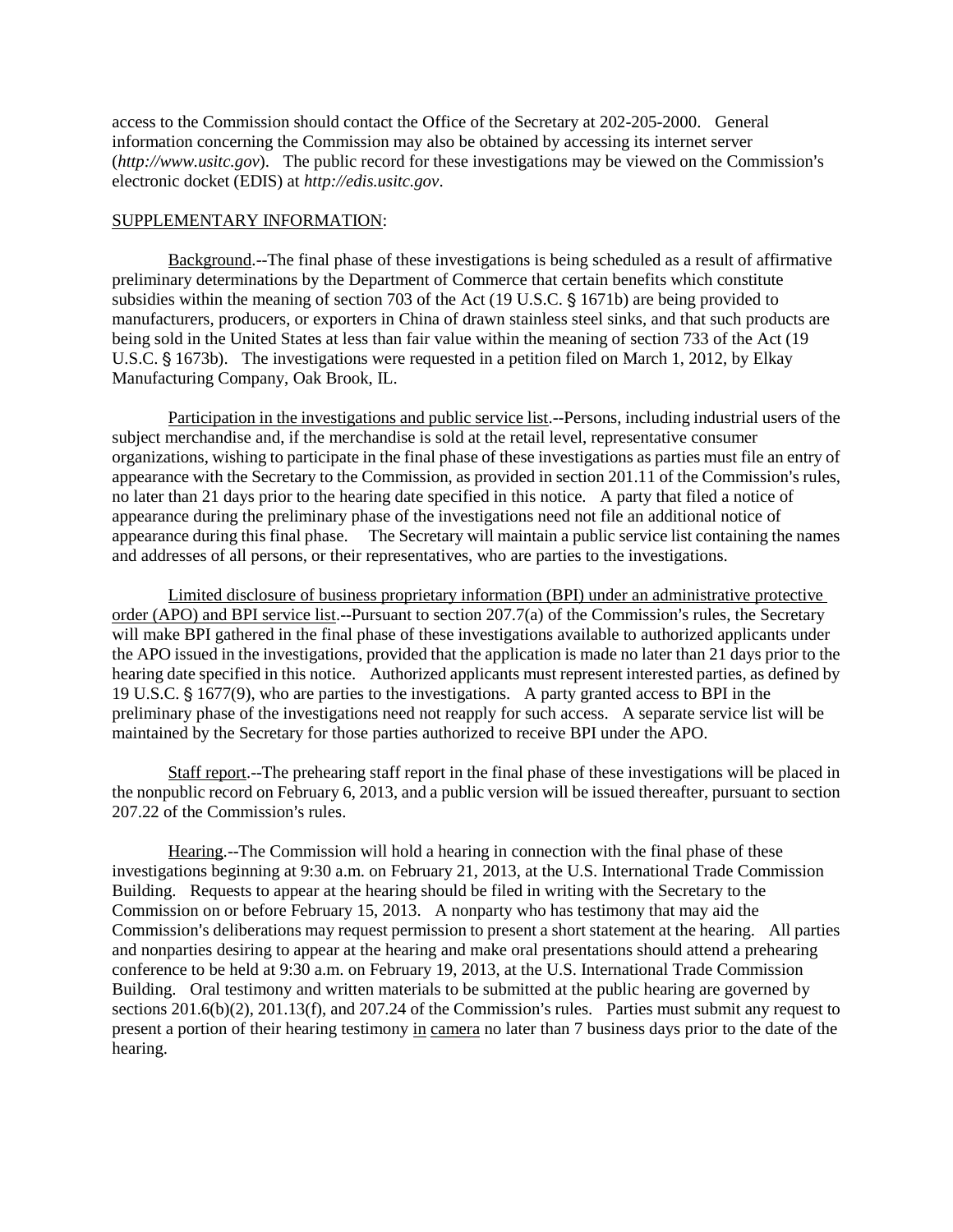access to the Commission should contact the Office of the Secretary at 202-205-2000. General information concerning the Commission may also be obtained by accessing its internet server (*http://www.usitc.gov*). The public record for these investigations may be viewed on the Commission's electronic docket (EDIS) at *http://edis.usitc.gov*.

SUPPLEMENTARY INFORMATION:

Background.--The final phase of these investigations is being scheduled as a result of affirmative preliminary determinations by the Department of Commerce that certain benefits which constitute subsidies within the meaning of section 703 of the Act (19 U.S.C. § 1671b) are being provided to manufacturers, producers, or exporters in China of drawn stainless steel sinks, and that such products are being sold in the United States at less than fair value within the meaning of section 733 of the Act (19 U.S.C. § 1673b). The investigations were requested in a petition filed on March 1, 2012, by Elkay Manufacturing Company, Oak Brook, IL.

Participation in the investigations and public service list.--Persons, including industrial users of the subject merchandise and, if the merchandise is sold at the retail level, representative consumer organizations, wishing to participate in the final phase of these investigations as parties must file an entry of appearance with the Secretary to the Commission, as provided in section 201.11 of the Commission's rules, no later than 21 days prior to the hearing date specified in this notice. A party that filed a notice of appearance during the preliminary phase of the investigations need not file an additional notice of appearance during this final phase. The Secretary will maintain a public service list containing the names and addresses of all persons, or their representatives, who are parties to the investigations.

Limited disclosure of business proprietary information (BPI) under an administrative protective order (APO) and BPI service list.--Pursuant to section 207.7(a) of the Commission's rules, the Secretary will make BPI gathered in the final phase of these investigations available to authorized applicants under the APO issued in the investigations, provided that the application is made no later than 21 days prior to the hearing date specified in this notice. Authorized applicants must represent interested parties, as defined by 19 U.S.C. § 1677(9), who are parties to the investigations. A party granted access to BPI in the preliminary phase of the investigations need not reapply for such access. A separate service list will be maintained by the Secretary for those parties authorized to receive BPI under the APO.

Staff report.--The prehearing staff report in the final phase of these investigations will be placed in the nonpublic record on February 6, 2013, and a public version will be issued thereafter, pursuant to section 207.22 of the Commission's rules.

Hearing.--The Commission will hold a hearing in connection with the final phase of these investigations beginning at 9:30 a.m. on February 21, 2013, at the U.S. International Trade Commission Building. Requests to appear at the hearing should be filed in writing with the Secretary to the Commission on or before February 15, 2013. A nonparty who has testimony that may aid the Commission's deliberations may request permission to present a short statement at the hearing. All parties and nonparties desiring to appear at the hearing and make oral presentations should attend a prehearing conference to be held at 9:30 a.m. on February 19, 2013, at the U.S. International Trade Commission Building. Oral testimony and written materials to be submitted at the public hearing are governed by sections 201.6(b)(2), 201.13(f), and 207.24 of the Commission's rules. Parties must submit any request to present a portion of their hearing testimony in camera no later than 7 business days prior to the date of the hearing.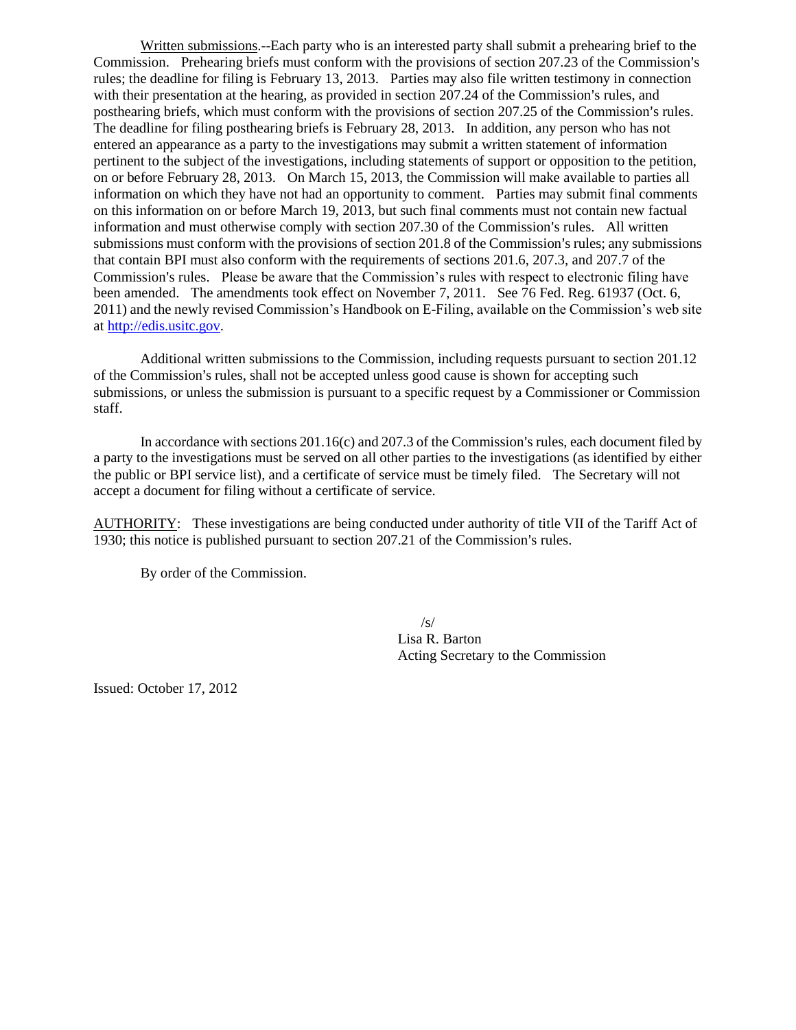Written submissions.--Each party who is an interested party shall submit a prehearing brief to the Commission. Prehearing briefs must conform with the provisions of section 207.23 of the Commission's rules; the deadline for filing is February 13, 2013. Parties may also file written testimony in connection with their presentation at the hearing, as provided in section 207.24 of the Commission's rules, and posthearing briefs, which must conform with the provisions of section 207.25 of the Commission's rules. The deadline for filing posthearing briefs is February 28, 2013. In addition, any person who has not entered an appearance as a party to the investigations may submit a written statement of information pertinent to the subject of the investigations, including statements of support or opposition to the petition, on or before February 28, 2013. On March 15, 2013, the Commission will make available to parties all information on which they have not had an opportunity to comment. Parties may submit final comments on this information on or before March 19, 2013, but such final comments must not contain new factual information and must otherwise comply with section 207.30 of the Commission's rules. All written submissions must conform with the provisions of section 201.8 of the Commission's rules; any submissions that contain BPI must also conform with the requirements of sections 201.6, 207.3, and 207.7 of the Commission's rules. Please be aware that the Commission's rules with respect to electronic filing have been amended. The amendments took effect on November 7, 2011. See 76 Fed. Reg. 61937 (Oct. 6, 2011) and the newly revised Commission's Handbook on E-Filing, available on the Commission's web site at http://edis.usitc.gov.

Additional written submissions to the Commission, including requests pursuant to section 201.12 of the Commission's rules, shall not be accepted unless good cause is shown for accepting such submissions, or unless the submission is pursuant to a specific request by a Commissioner or Commission staff.

In accordance with sections 201.16(c) and 207.3 of the Commission's rules, each document filed by a party to the investigations must be served on all other parties to the investigations (as identified by either the public or BPI service list), and a certificate of service must be timely filed. The Secretary will not accept a document for filing without a certificate of service.

AUTHORITY: These investigations are being conducted under authority of title VII of the Tariff Act of 1930; this notice is published pursuant to section 207.21 of the Commission's rules.

By order of the Commission.

/s/
Lisa R. Barton
Acting Secretary to the Commission

Issued: October 17, 2012